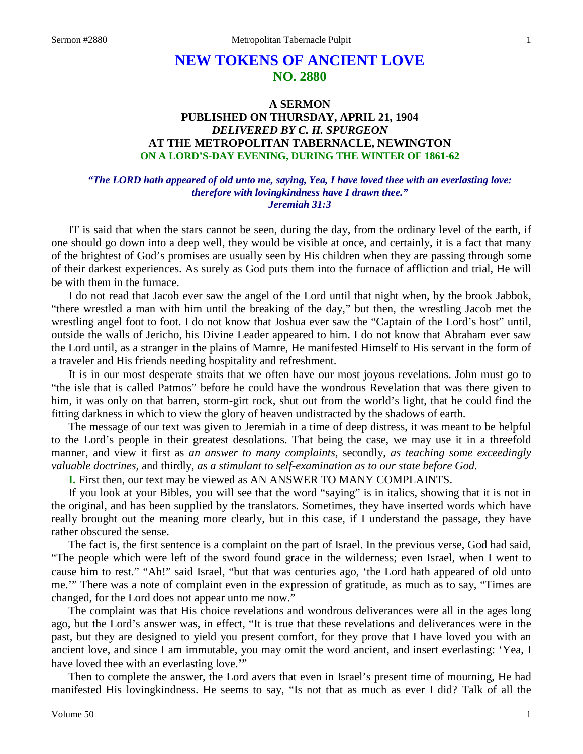# NEW TOKENS OF ANCIENT LOVE
## NO. 2880

### A SERMON
### PUBLISHED ON THURSDAY, APRIL 21, 1904
### *DELIVERED BY C. H. SPURGEON*
### AT THE METROPOLITAN TABERNACLE, NEWINGTON
### ON A LORD'S-DAY EVENING, DURING THE WINTER OF 1861-62

***"The LORD hath appeared of old unto me, saying, Yea, I have loved thee with an everlasting love: therefore with lovingkindness have I drawn thee." Jeremiah 31:3***

IT is said that when the stars cannot be seen, during the day, from the ordinary level of the earth, if one should go down into a deep well, they would be visible at once, and certainly, it is a fact that many of the brightest of God's promises are usually seen by His children when they are passing through some of their darkest experiences. As surely as God puts them into the furnace of affliction and trial, He will be with them in the furnace.

I do not read that Jacob ever saw the angel of the Lord until that night when, by the brook Jabbok, "there wrestled a man with him until the breaking of the day," but then, the wrestling Jacob met the wrestling angel foot to foot. I do not know that Joshua ever saw the "Captain of the Lord's host" until, outside the walls of Jericho, his Divine Leader appeared to him. I do not know that Abraham ever saw the Lord until, as a stranger in the plains of Mamre, He manifested Himself to His servant in the form of a traveler and His friends needing hospitality and refreshment.

It is in our most desperate straits that we often have our most joyous revelations. John must go to "the isle that is called Patmos" before he could have the wondrous Revelation that was there given to him, it was only on that barren, storm-girt rock, shut out from the world's light, that he could find the fitting darkness in which to view the glory of heaven undistracted by the shadows of earth.

The message of our text was given to Jeremiah in a time of deep distress, it was meant to be helpful to the Lord's people in their greatest desolations. That being the case, we may use it in a threefold manner, and view it first as *an answer to many complaints,* secondly, *as teaching some exceedingly valuable doctrines,* and thirdly, *as a stimulant to self-examination as to our state before God.*

**I.** First then, our text may be viewed as AN ANSWER TO MANY COMPLAINTS.

If you look at your Bibles, you will see that the word "saying" is in italics, showing that it is not in the original, and has been supplied by the translators. Sometimes, they have inserted words which have really brought out the meaning more clearly, but in this case, if I understand the passage, they have rather obscured the sense.

The fact is, the first sentence is a complaint on the part of Israel. In the previous verse, God had said, "The people which were left of the sword found grace in the wilderness; even Israel, when I went to cause him to rest." "Ah!" said Israel, "but that was centuries ago, 'the Lord hath appeared of old unto me.'" There was a note of complaint even in the expression of gratitude, as much as to say, "Times are changed, for the Lord does not appear unto me now."

The complaint was that His choice revelations and wondrous deliverances were all in the ages long ago, but the Lord's answer was, in effect, "It is true that these revelations and deliverances were in the past, but they are designed to yield you present comfort, for they prove that I have loved you with an ancient love, and since I am immutable, you may omit the word ancient, and insert everlasting: 'Yea, I have loved thee with an everlasting love.'"

Then to complete the answer, the Lord avers that even in Israel's present time of mourning, He had manifested His lovingkindness. He seems to say, "Is not that as much as ever I did? Talk of all the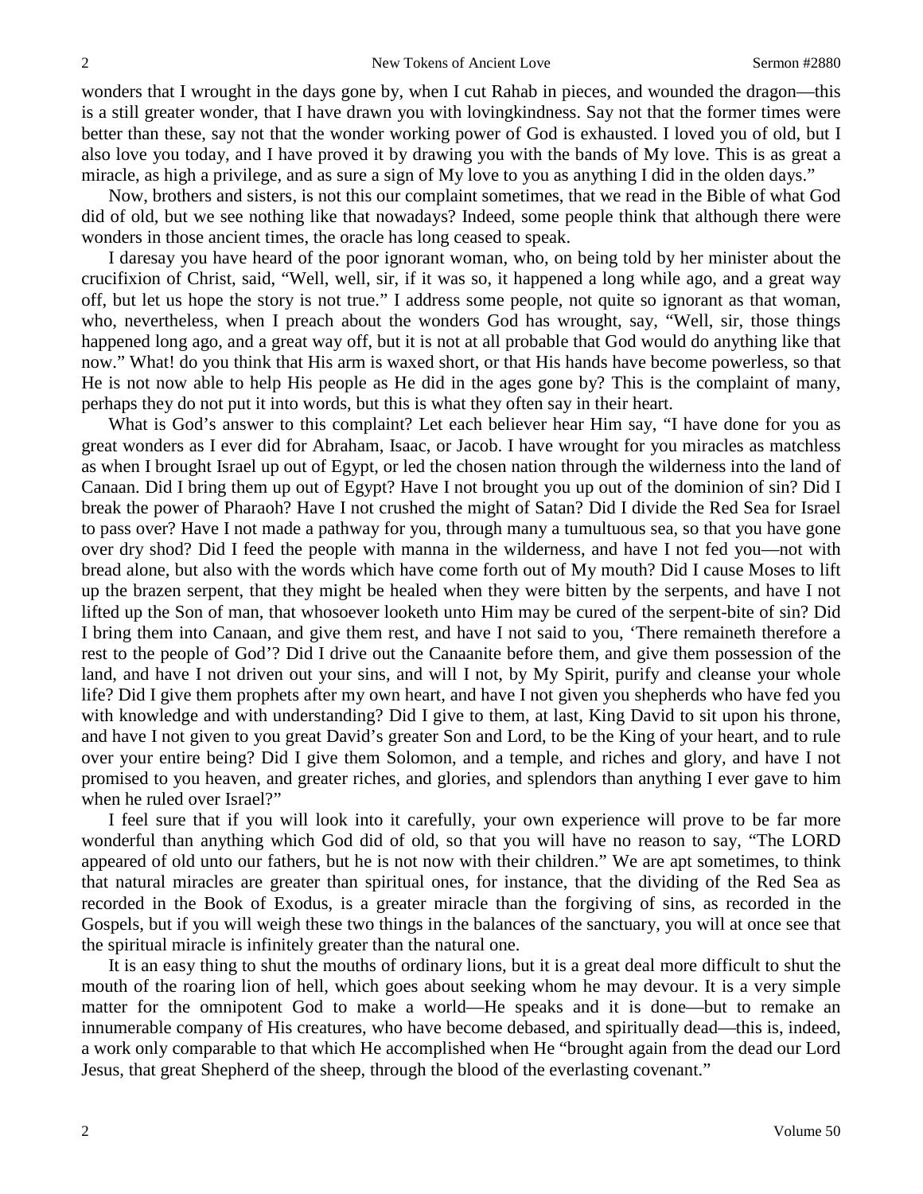wonders that I wrought in the days gone by, when I cut Rahab in pieces, and wounded the dragon—this is a still greater wonder, that I have drawn you with lovingkindness. Say not that the former times were better than these, say not that the wonder working power of God is exhausted. I loved you of old, but I also love you today, and I have proved it by drawing you with the bands of My love. This is as great a miracle, as high a privilege, and as sure a sign of My love to you as anything I did in the olden days."

Now, brothers and sisters, is not this our complaint sometimes, that we read in the Bible of what God did of old, but we see nothing like that nowadays? Indeed, some people think that although there were wonders in those ancient times, the oracle has long ceased to speak.

I daresay you have heard of the poor ignorant woman, who, on being told by her minister about the crucifixion of Christ, said, "Well, well, sir, if it was so, it happened a long while ago, and a great way off, but let us hope the story is not true." I address some people, not quite so ignorant as that woman, who, nevertheless, when I preach about the wonders God has wrought, say, "Well, sir, those things happened long ago, and a great way off, but it is not at all probable that God would do anything like that now." What! do you think that His arm is waxed short, or that His hands have become powerless, so that He is not now able to help His people as He did in the ages gone by? This is the complaint of many, perhaps they do not put it into words, but this is what they often say in their heart.

What is God's answer to this complaint? Let each believer hear Him say, "I have done for you as great wonders as I ever did for Abraham, Isaac, or Jacob. I have wrought for you miracles as matchless as when I brought Israel up out of Egypt, or led the chosen nation through the wilderness into the land of Canaan. Did I bring them up out of Egypt? Have I not brought you up out of the dominion of sin? Did I break the power of Pharaoh? Have I not crushed the might of Satan? Did I divide the Red Sea for Israel to pass over? Have I not made a pathway for you, through many a tumultuous sea, so that you have gone over dry shod? Did I feed the people with manna in the wilderness, and have I not fed you—not with bread alone, but also with the words which have come forth out of My mouth? Did I cause Moses to lift up the brazen serpent, that they might be healed when they were bitten by the serpents, and have I not lifted up the Son of man, that whosoever looketh unto Him may be cured of the serpent-bite of sin? Did I bring them into Canaan, and give them rest, and have I not said to you, 'There remaineth therefore a rest to the people of God'? Did I drive out the Canaanite before them, and give them possession of the land, and have I not driven out your sins, and will I not, by My Spirit, purify and cleanse your whole life? Did I give them prophets after my own heart, and have I not given you shepherds who have fed you with knowledge and with understanding? Did I give to them, at last, King David to sit upon his throne, and have I not given to you great David's greater Son and Lord, to be the King of your heart, and to rule over your entire being? Did I give them Solomon, and a temple, and riches and glory, and have I not promised to you heaven, and greater riches, and glories, and splendors than anything I ever gave to him when he ruled over Israel?"

I feel sure that if you will look into it carefully, your own experience will prove to be far more wonderful than anything which God did of old, so that you will have no reason to say, "The LORD appeared of old unto our fathers, but he is not now with their children." We are apt sometimes, to think that natural miracles are greater than spiritual ones, for instance, that the dividing of the Red Sea as recorded in the Book of Exodus, is a greater miracle than the forgiving of sins, as recorded in the Gospels, but if you will weigh these two things in the balances of the sanctuary, you will at once see that the spiritual miracle is infinitely greater than the natural one.

It is an easy thing to shut the mouths of ordinary lions, but it is a great deal more difficult to shut the mouth of the roaring lion of hell, which goes about seeking whom he may devour. It is a very simple matter for the omnipotent God to make a world—He speaks and it is done—but to remake an innumerable company of His creatures, who have become debased, and spiritually dead—this is, indeed, a work only comparable to that which He accomplished when He "brought again from the dead our Lord Jesus, that great Shepherd of the sheep, through the blood of the everlasting covenant."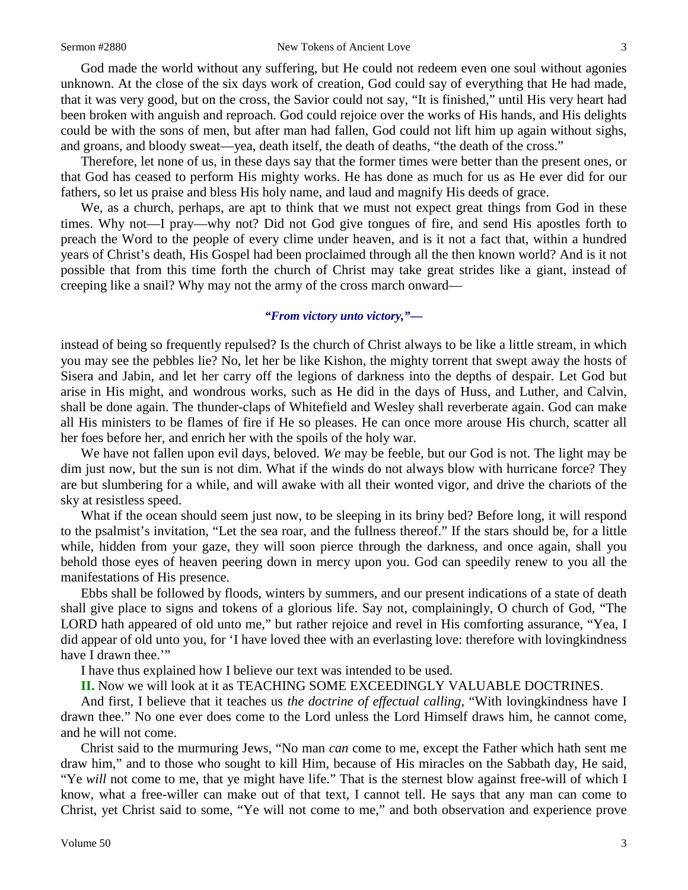God made the world without any suffering, but He could not redeem even one soul without agonies unknown. At the close of the six days work of creation, God could say of everything that He had made, that it was very good, but on the cross, the Savior could not say, "It is finished," until His very heart had been broken with anguish and reproach. God could rejoice over the works of His hands, and His delights could be with the sons of men, but after man had fallen, God could not lift him up again without sighs, and groans, and bloody sweat—yea, death itself, the death of deaths, "the death of the cross."

Therefore, let none of us, in these days say that the former times were better than the present ones, or that God has ceased to perform His mighty works. He has done as much for us as He ever did for our fathers, so let us praise and bless His holy name, and laud and magnify His deeds of grace.

We, as a church, perhaps, are apt to think that we must not expect great things from God in these times. Why not—I pray—why not? Did not God give tongues of fire, and send His apostles forth to preach the Word to the people of every clime under heaven, and is it not a fact that, within a hundred years of Christ's death, His Gospel had been proclaimed through all the then known world? And is it not possible that from this time forth the church of Christ may take great strides like a giant, instead of creeping like a snail? Why may not the army of the cross march onward—

*"From victory unto victory,"—*

instead of being so frequently repulsed? Is the church of Christ always to be like a little stream, in which you may see the pebbles lie? No, let her be like Kishon, the mighty torrent that swept away the hosts of Sisera and Jabin, and let her carry off the legions of darkness into the depths of despair. Let God but arise in His might, and wondrous works, such as He did in the days of Huss, and Luther, and Calvin, shall be done again. The thunder-claps of Whitefield and Wesley shall reverberate again. God can make all His ministers to be flames of fire if He so pleases. He can once more arouse His church, scatter all her foes before her, and enrich her with the spoils of the holy war.

We have not fallen upon evil days, beloved. *We* may be feeble, but our God is not. The light may be dim just now, but the sun is not dim. What if the winds do not always blow with hurricane force? They are but slumbering for a while, and will awake with all their wonted vigor, and drive the chariots of the sky at resistless speed.

What if the ocean should seem just now, to be sleeping in its briny bed? Before long, it will respond to the psalmist's invitation, "Let the sea roar, and the fullness thereof." If the stars should be, for a little while, hidden from your gaze, they will soon pierce through the darkness, and once again, shall you behold those eyes of heaven peering down in mercy upon you. God can speedily renew to you all the manifestations of His presence.

Ebbs shall be followed by floods, winters by summers, and our present indications of a state of death shall give place to signs and tokens of a glorious life. Say not, complainingly, O church of God, "The LORD hath appeared of old unto me," but rather rejoice and revel in His comforting assurance, "Yea, I did appear of old unto you, for 'I have loved thee with an everlasting love: therefore with lovingkindness have I drawn thee.'"

I have thus explained how I believe our text was intended to be used.

**II.** Now we will look at it as TEACHING SOME EXCEEDINGLY VALUABLE DOCTRINES.

And first, I believe that it teaches us *the doctrine of effectual calling,* "With lovingkindness have I drawn thee." No one ever does come to the Lord unless the Lord Himself draws him, he cannot come, and he will not come.

Christ said to the murmuring Jews, "No man *can* come to me, except the Father which hath sent me draw him," and to those who sought to kill Him, because of His miracles on the Sabbath day, He said, "Ye *will* not come to me, that ye might have life." That is the sternest blow against free-will of which I know, what a free-willer can make out of that text, I cannot tell. He says that any man can come to Christ, yet Christ said to some, "Ye will not come to me," and both observation and experience prove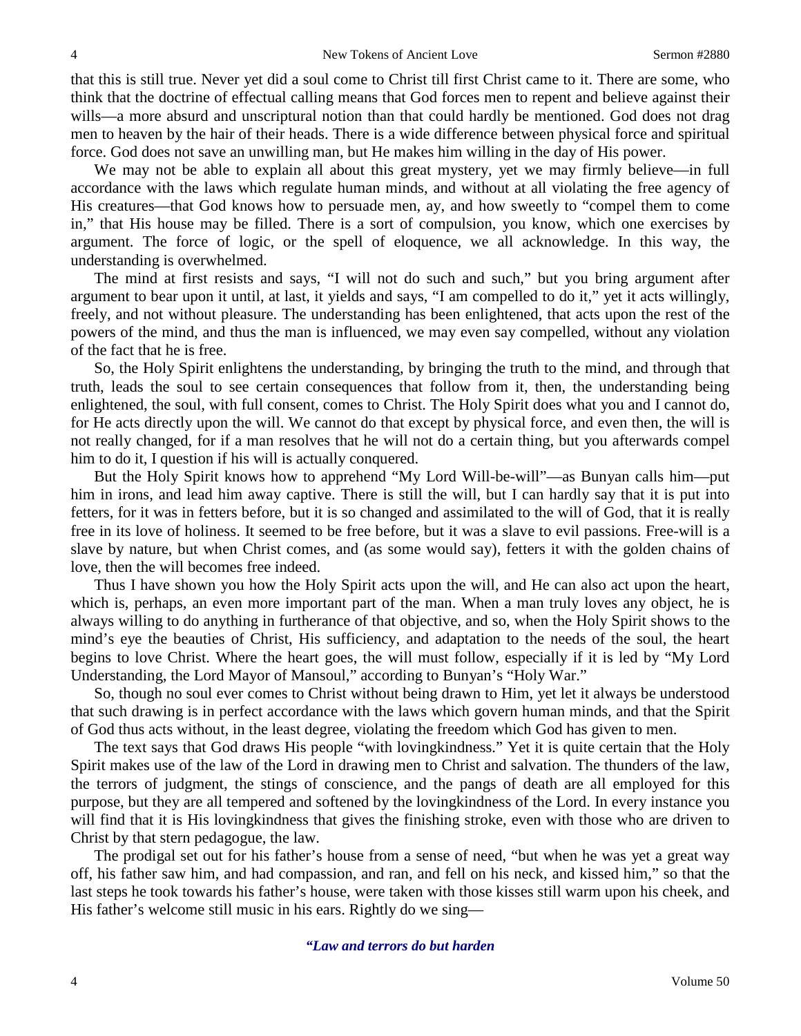that this is still true. Never yet did a soul come to Christ till first Christ came to it. There are some, who think that the doctrine of effectual calling means that God forces men to repent and believe against their wills—a more absurd and unscriptural notion than that could hardly be mentioned. God does not drag men to heaven by the hair of their heads. There is a wide difference between physical force and spiritual force. God does not save an unwilling man, but He makes him willing in the day of His power.

We may not be able to explain all about this great mystery, yet we may firmly believe—in full accordance with the laws which regulate human minds, and without at all violating the free agency of His creatures—that God knows how to persuade men, ay, and how sweetly to "compel them to come in," that His house may be filled. There is a sort of compulsion, you know, which one exercises by argument. The force of logic, or the spell of eloquence, we all acknowledge. In this way, the understanding is overwhelmed.

The mind at first resists and says, "I will not do such and such," but you bring argument after argument to bear upon it until, at last, it yields and says, "I am compelled to do it," yet it acts willingly, freely, and not without pleasure. The understanding has been enlightened, that acts upon the rest of the powers of the mind, and thus the man is influenced, we may even say compelled, without any violation of the fact that he is free.

So, the Holy Spirit enlightens the understanding, by bringing the truth to the mind, and through that truth, leads the soul to see certain consequences that follow from it, then, the understanding being enlightened, the soul, with full consent, comes to Christ. The Holy Spirit does what you and I cannot do, for He acts directly upon the will. We cannot do that except by physical force, and even then, the will is not really changed, for if a man resolves that he will not do a certain thing, but you afterwards compel him to do it, I question if his will is actually conquered.

But the Holy Spirit knows how to apprehend "My Lord Will-be-will"—as Bunyan calls him—put him in irons, and lead him away captive. There is still the will, but I can hardly say that it is put into fetters, for it was in fetters before, but it is so changed and assimilated to the will of God, that it is really free in its love of holiness. It seemed to be free before, but it was a slave to evil passions. Free-will is a slave by nature, but when Christ comes, and (as some would say), fetters it with the golden chains of love, then the will becomes free indeed.

Thus I have shown you how the Holy Spirit acts upon the will, and He can also act upon the heart, which is, perhaps, an even more important part of the man. When a man truly loves any object, he is always willing to do anything in furtherance of that objective, and so, when the Holy Spirit shows to the mind's eye the beauties of Christ, His sufficiency, and adaptation to the needs of the soul, the heart begins to love Christ. Where the heart goes, the will must follow, especially if it is led by "My Lord Understanding, the Lord Mayor of Mansoul," according to Bunyan's "Holy War."

So, though no soul ever comes to Christ without being drawn to Him, yet let it always be understood that such drawing is in perfect accordance with the laws which govern human minds, and that the Spirit of God thus acts without, in the least degree, violating the freedom which God has given to men.

The text says that God draws His people "with lovingkindness." Yet it is quite certain that the Holy Spirit makes use of the law of the Lord in drawing men to Christ and salvation. The thunders of the law, the terrors of judgment, the stings of conscience, and the pangs of death are all employed for this purpose, but they are all tempered and softened by the lovingkindness of the Lord. In every instance you will find that it is His lovingkindness that gives the finishing stroke, even with those who are driven to Christ by that stern pedagogue, the law.

The prodigal set out for his father's house from a sense of need, "but when he was yet a great way off, his father saw him, and had compassion, and ran, and fell on his neck, and kissed him," so that the last steps he took towards his father's house, were taken with those kisses still warm upon his cheek, and His father's welcome still music in his ears. Rightly do we sing—

*"Law and terrors do but harden*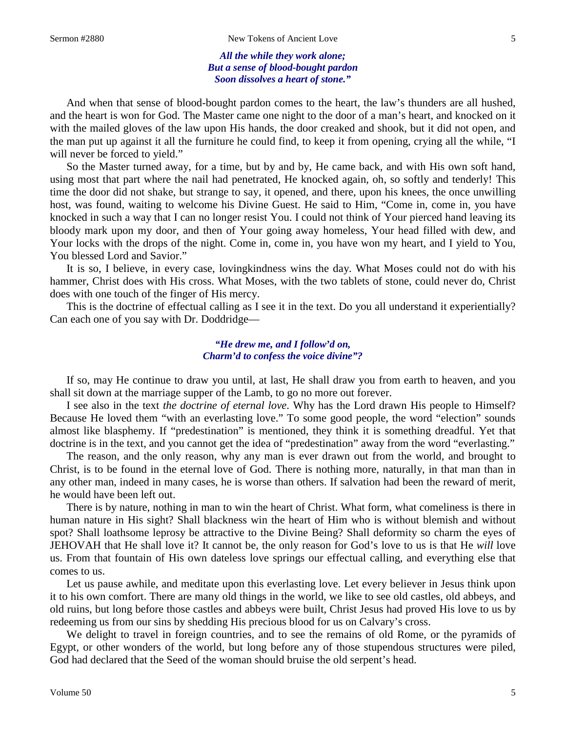*All the while they work alone;*
*But a sense of blood-bought pardon*
*Soon dissolves a heart of stone."*

And when that sense of blood-bought pardon comes to the heart, the law's thunders are all hushed, and the heart is won for God. The Master came one night to the door of a man's heart, and knocked on it with the mailed gloves of the law upon His hands, the door creaked and shook, but it did not open, and the man put up against it all the furniture he could find, to keep it from opening, crying all the while, "I will never be forced to yield."

So the Master turned away, for a time, but by and by, He came back, and with His own soft hand, using most that part where the nail had penetrated, He knocked again, oh, so softly and tenderly! This time the door did not shake, but strange to say, it opened, and there, upon his knees, the once unwilling host, was found, waiting to welcome his Divine Guest. He said to Him, "Come in, come in, you have knocked in such a way that I can no longer resist You. I could not think of Your pierced hand leaving its bloody mark upon my door, and then of Your going away homeless, Your head filled with dew, and Your locks with the drops of the night. Come in, come in, you have won my heart, and I yield to You, You blessed Lord and Savior."

It is so, I believe, in every case, lovingkindness wins the day. What Moses could not do with his hammer, Christ does with His cross. What Moses, with the two tablets of stone, could never do, Christ does with one touch of the finger of His mercy.

This is the doctrine of effectual calling as I see it in the text. Do you all understand it experientially? Can each one of you say with Dr. Doddridge—

*"He drew me, and I follow'd on,*
*Charm'd to confess the voice divine"?*

If so, may He continue to draw you until, at last, He shall draw you from earth to heaven, and you shall sit down at the marriage supper of the Lamb, to go no more out forever.

I see also in the text *the doctrine of eternal love*. Why has the Lord drawn His people to Himself? Because He loved them "with an everlasting love." To some good people, the word "election" sounds almost like blasphemy. If "predestination" is mentioned, they think it is something dreadful. Yet that doctrine is in the text, and you cannot get the idea of "predestination" away from the word "everlasting."

The reason, and the only reason, why any man is ever drawn out from the world, and brought to Christ, is to be found in the eternal love of God. There is nothing more, naturally, in that man than in any other man, indeed in many cases, he is worse than others. If salvation had been the reward of merit, he would have been left out.

There is by nature, nothing in man to win the heart of Christ. What form, what comeliness is there in human nature in His sight? Shall blackness win the heart of Him who is without blemish and without spot? Shall loathsome leprosy be attractive to the Divine Being? Shall deformity so charm the eyes of JEHOVAH that He shall love it? It cannot be, the only reason for God's love to us is that He *will* love us. From that fountain of His own dateless love springs our effectual calling, and everything else that comes to us.

Let us pause awhile, and meditate upon this everlasting love. Let every believer in Jesus think upon it to his own comfort. There are many old things in the world, we like to see old castles, old abbeys, and old ruins, but long before those castles and abbeys were built, Christ Jesus had proved His love to us by redeeming us from our sins by shedding His precious blood for us on Calvary's cross.

We delight to travel in foreign countries, and to see the remains of old Rome, or the pyramids of Egypt, or other wonders of the world, but long before any of those stupendous structures were piled, God had declared that the Seed of the woman should bruise the old serpent's head.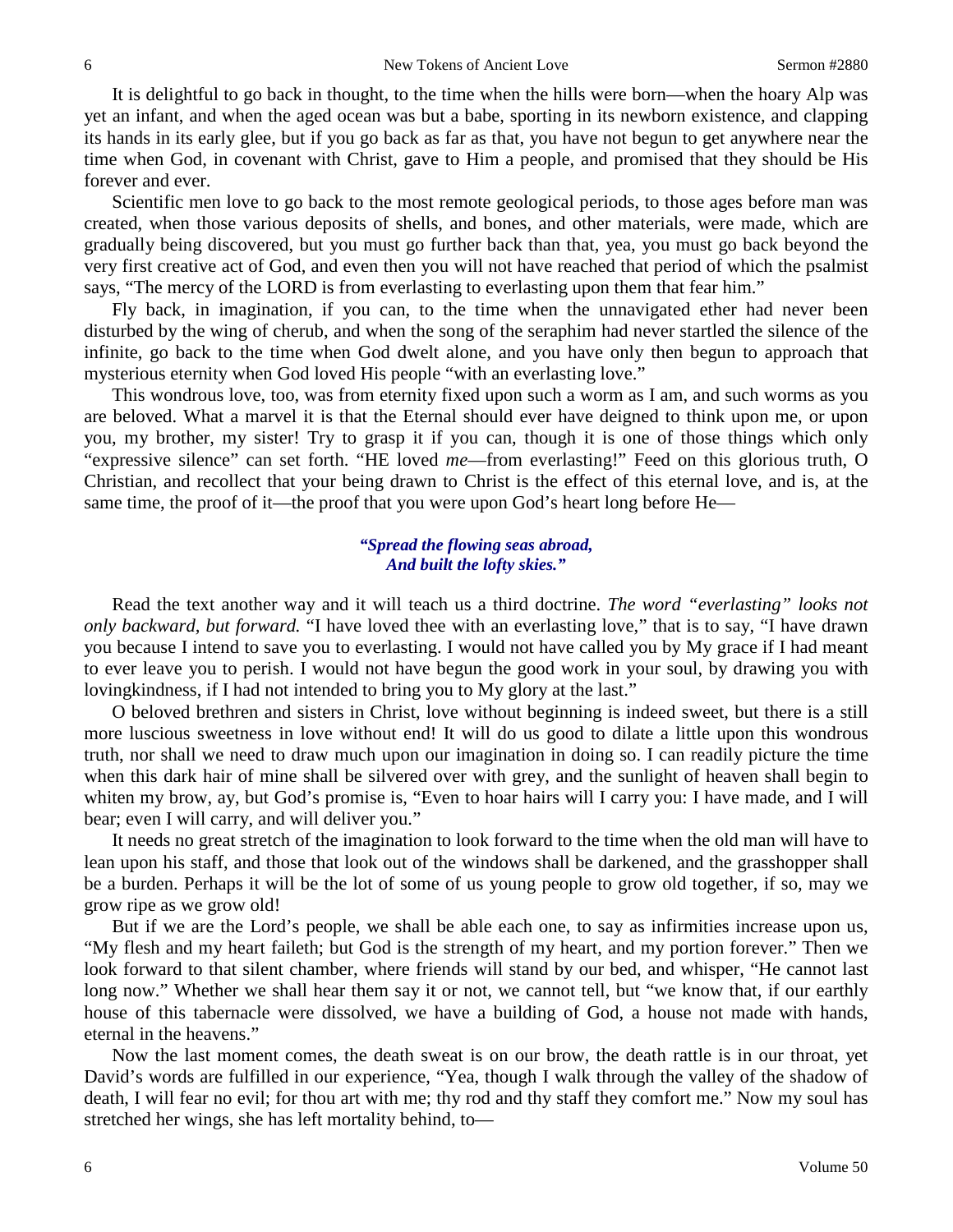It is delightful to go back in thought, to the time when the hills were born—when the hoary Alp was yet an infant, and when the aged ocean was but a babe, sporting in its newborn existence, and clapping its hands in its early glee, but if you go back as far as that, you have not begun to get anywhere near the time when God, in covenant with Christ, gave to Him a people, and promised that they should be His forever and ever.

Scientific men love to go back to the most remote geological periods, to those ages before man was created, when those various deposits of shells, and bones, and other materials, were made, which are gradually being discovered, but you must go further back than that, yea, you must go back beyond the very first creative act of God, and even then you will not have reached that period of which the psalmist says, "The mercy of the LORD is from everlasting to everlasting upon them that fear him."

Fly back, in imagination, if you can, to the time when the unnavigated ether had never been disturbed by the wing of cherub, and when the song of the seraphim had never startled the silence of the infinite, go back to the time when God dwelt alone, and you have only then begun to approach that mysterious eternity when God loved His people "with an everlasting love."

This wondrous love, too, was from eternity fixed upon such a worm as I am, and such worms as you are beloved. What a marvel it is that the Eternal should ever have deigned to think upon me, or upon you, my brother, my sister! Try to grasp it if you can, though it is one of those things which only "expressive silence" can set forth. "HE loved *me*—from everlasting!" Feed on this glorious truth, O Christian, and recollect that your being drawn to Christ is the effect of this eternal love, and is, at the same time, the proof of it—the proof that you were upon God's heart long before He—

> ***"Spread the flowing seas abroad,***
> ***And built the lofty skies."***

Read the text another way and it will teach us a third doctrine. *The word "everlasting" looks not only backward, but forward.* "I have loved thee with an everlasting love," that is to say, "I have drawn you because I intend to save you to everlasting. I would not have called you by My grace if I had meant to ever leave you to perish. I would not have begun the good work in your soul, by drawing you with lovingkindness, if I had not intended to bring you to My glory at the last."

O beloved brethren and sisters in Christ, love without beginning is indeed sweet, but there is a still more luscious sweetness in love without end! It will do us good to dilate a little upon this wondrous truth, nor shall we need to draw much upon our imagination in doing so. I can readily picture the time when this dark hair of mine shall be silvered over with grey, and the sunlight of heaven shall begin to whiten my brow, ay, but God's promise is, "Even to hoar hairs will I carry you: I have made, and I will bear; even I will carry, and will deliver you."

It needs no great stretch of the imagination to look forward to the time when the old man will have to lean upon his staff, and those that look out of the windows shall be darkened, and the grasshopper shall be a burden. Perhaps it will be the lot of some of us young people to grow old together, if so, may we grow ripe as we grow old!

But if we are the Lord's people, we shall be able each one, to say as infirmities increase upon us, "My flesh and my heart faileth; but God is the strength of my heart, and my portion forever." Then we look forward to that silent chamber, where friends will stand by our bed, and whisper, "He cannot last long now." Whether we shall hear them say it or not, we cannot tell, but "we know that, if our earthly house of this tabernacle were dissolved, we have a building of God, a house not made with hands, eternal in the heavens."

Now the last moment comes, the death sweat is on our brow, the death rattle is in our throat, yet David's words are fulfilled in our experience, "Yea, though I walk through the valley of the shadow of death, I will fear no evil; for thou art with me; thy rod and thy staff they comfort me." Now my soul has stretched her wings, she has left mortality behind, to—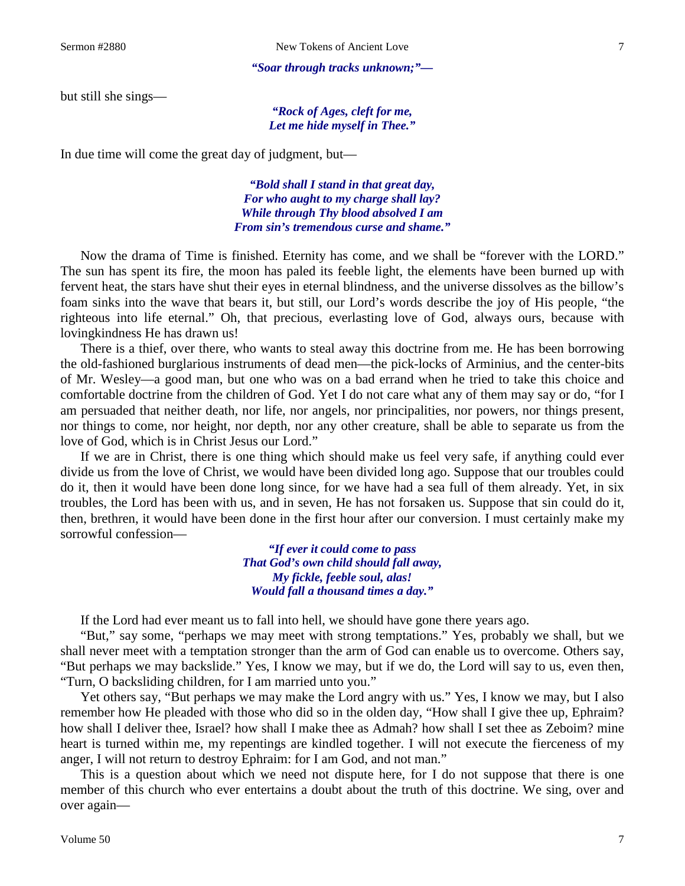*"Soar through tracks unknown;"—*

but still she sings—

*"Rock of Ages, cleft for me,*
*Let me hide myself in Thee."*

In due time will come the great day of judgment, but—

*"Bold shall I stand in that great day,*
*For who aught to my charge shall lay?*
*While through Thy blood absolved I am*
*From sin's tremendous curse and shame."*

Now the drama of Time is finished. Eternity has come, and we shall be "forever with the LORD." The sun has spent its fire, the moon has paled its feeble light, the elements have been burned up with fervent heat, the stars have shut their eyes in eternal blindness, and the universe dissolves as the billow's foam sinks into the wave that bears it, but still, our Lord's words describe the joy of His people, "the righteous into life eternal." Oh, that precious, everlasting love of God, always ours, because with lovingkindness He has drawn us!

There is a thief, over there, who wants to steal away this doctrine from me. He has been borrowing the old-fashioned burglarious instruments of dead men—the pick-locks of Arminius, and the center-bits of Mr. Wesley—a good man, but one who was on a bad errand when he tried to take this choice and comfortable doctrine from the children of God. Yet I do not care what any of them may say or do, "for I am persuaded that neither death, nor life, nor angels, nor principalities, nor powers, nor things present, nor things to come, nor height, nor depth, nor any other creature, shall be able to separate us from the love of God, which is in Christ Jesus our Lord."

If we are in Christ, there is one thing which should make us feel very safe, if anything could ever divide us from the love of Christ, we would have been divided long ago. Suppose that our troubles could do it, then it would have been done long since, for we have had a sea full of them already. Yet, in six troubles, the Lord has been with us, and in seven, He has not forsaken us. Suppose that sin could do it, then, brethren, it would have been done in the first hour after our conversion. I must certainly make my sorrowful confession—

*"If ever it could come to pass*
*That God's own child should fall away,*
*My fickle, feeble soul, alas!*
*Would fall a thousand times a day."*

If the Lord had ever meant us to fall into hell, we should have gone there years ago.

"But," say some, "perhaps we may meet with strong temptations." Yes, probably we shall, but we shall never meet with a temptation stronger than the arm of God can enable us to overcome. Others say, "But perhaps we may backslide." Yes, I know we may, but if we do, the Lord will say to us, even then, "Turn, O backsliding children, for I am married unto you."

Yet others say, "But perhaps we may make the Lord angry with us." Yes, I know we may, but I also remember how He pleaded with those who did so in the olden day, "How shall I give thee up, Ephraim? how shall I deliver thee, Israel? how shall I make thee as Admah? how shall I set thee as Zeboim? mine heart is turned within me, my repentings are kindled together. I will not execute the fierceness of my anger, I will not return to destroy Ephraim: for I am God, and not man."

This is a question about which we need not dispute here, for I do not suppose that there is one member of this church who ever entertains a doubt about the truth of this doctrine. We sing, over and over again—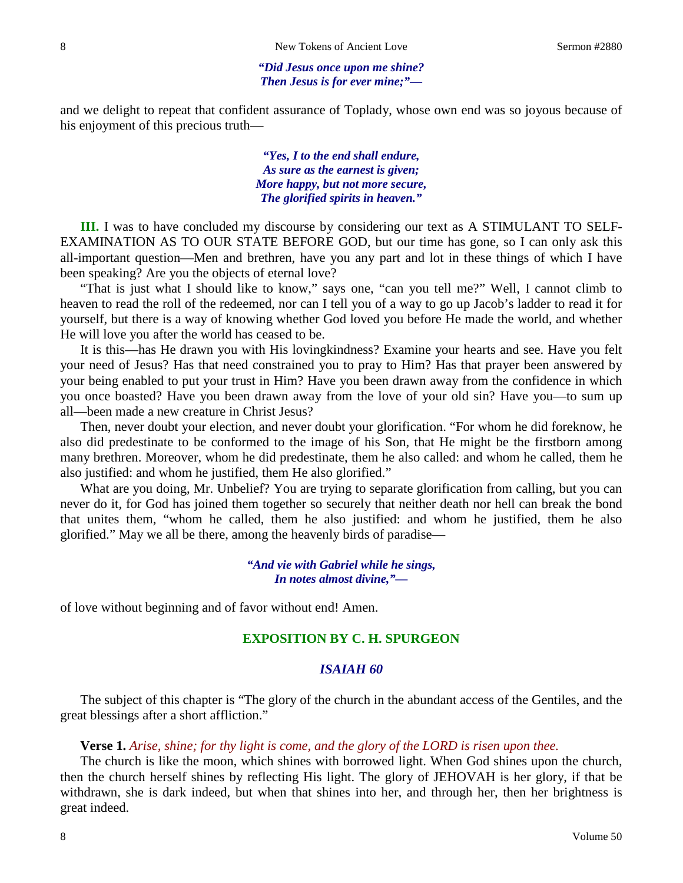*"Did Jesus once upon me shine?*
*Then Jesus is for ever mine;"—*

and we delight to repeat that confident assurance of Toplady, whose own end was so joyous because of his enjoyment of this precious truth—

*"Yes, I to the end shall endure,*
*As sure as the earnest is given;*
*More happy, but not more secure,*
*The glorified spirits in heaven."*

**III.** I was to have concluded my discourse by considering our text as A STIMULANT TO SELF-EXAMINATION AS TO OUR STATE BEFORE GOD, but our time has gone, so I can only ask this all-important question—Men and brethren, have you any part and lot in these things of which I have been speaking? Are you the objects of eternal love?

"That is just what I should like to know," says one, "can you tell me?" Well, I cannot climb to heaven to read the roll of the redeemed, nor can I tell you of a way to go up Jacob's ladder to read it for yourself, but there is a way of knowing whether God loved you before He made the world, and whether He will love you after the world has ceased to be.

It is this—has He drawn you with His lovingkindness? Examine your hearts and see. Have you felt your need of Jesus? Has that need constrained you to pray to Him? Has that prayer been answered by your being enabled to put your trust in Him? Have you been drawn away from the confidence in which you once boasted? Have you been drawn away from the love of your old sin? Have you—to sum up all—been made a new creature in Christ Jesus?

Then, never doubt your election, and never doubt your glorification. "For whom he did foreknow, he also did predestinate to be conformed to the image of his Son, that He might be the firstborn among many brethren. Moreover, whom he did predestinate, them he also called: and whom he called, them he also justified: and whom he justified, them He also glorified."

What are you doing, Mr. Unbelief? You are trying to separate glorification from calling, but you can never do it, for God has joined them together so securely that neither death nor hell can break the bond that unites them, "whom he called, them he also justified: and whom he justified, them he also glorified." May we all be there, among the heavenly birds of paradise—

*"And vie with Gabriel while he sings,*
*In notes almost divine,"—*

of love without beginning and of favor without end! Amen.

## EXPOSITION BY C. H. SPURGEON

### *ISAIAH 60*

The subject of this chapter is "The glory of the church in the abundant access of the Gentiles, and the great blessings after a short affliction."

**Verse 1.** *Arise, shine; for thy light is come, and the glory of the LORD is risen upon thee.*

The church is like the moon, which shines with borrowed light. When God shines upon the church, then the church herself shines by reflecting His light. The glory of JEHOVAH is her glory, if that be withdrawn, she is dark indeed, but when that shines into her, and through her, then her brightness is great indeed.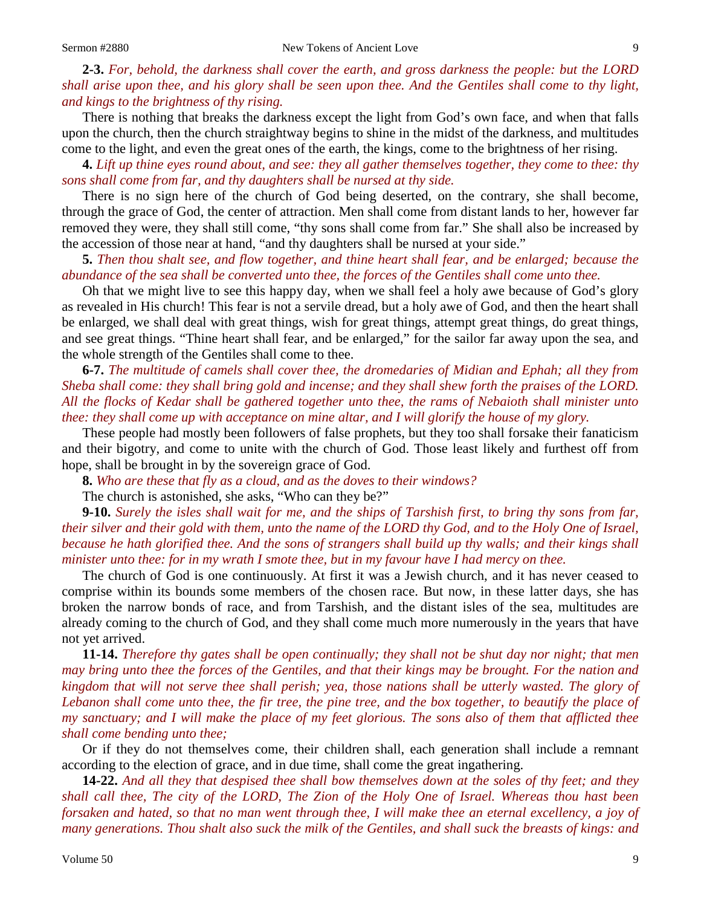**2-3.** *For, behold, the darkness shall cover the earth, and gross darkness the people: but the LORD shall arise upon thee, and his glory shall be seen upon thee. And the Gentiles shall come to thy light, and kings to the brightness of thy rising.*

There is nothing that breaks the darkness except the light from God's own face, and when that falls upon the church, then the church straightway begins to shine in the midst of the darkness, and multitudes come to the light, and even the great ones of the earth, the kings, come to the brightness of her rising.

**4.** *Lift up thine eyes round about, and see: they all gather themselves together, they come to thee: thy sons shall come from far, and thy daughters shall be nursed at thy side.*

There is no sign here of the church of God being deserted, on the contrary, she shall become, through the grace of God, the center of attraction. Men shall come from distant lands to her, however far removed they were, they shall still come, "thy sons shall come from far." She shall also be increased by the accession of those near at hand, "and thy daughters shall be nursed at your side."

**5.** *Then thou shalt see, and flow together, and thine heart shall fear, and be enlarged; because the abundance of the sea shall be converted unto thee, the forces of the Gentiles shall come unto thee.*

Oh that we might live to see this happy day, when we shall feel a holy awe because of God's glory as revealed in His church! This fear is not a servile dread, but a holy awe of God, and then the heart shall be enlarged, we shall deal with great things, wish for great things, attempt great things, do great things, and see great things. "Thine heart shall fear, and be enlarged," for the sailor far away upon the sea, and the whole strength of the Gentiles shall come to thee.

**6-7.** *The multitude of camels shall cover thee, the dromedaries of Midian and Ephah; all they from Sheba shall come: they shall bring gold and incense; and they shall shew forth the praises of the LORD. All the flocks of Kedar shall be gathered together unto thee, the rams of Nebaioth shall minister unto thee: they shall come up with acceptance on mine altar, and I will glorify the house of my glory.*

These people had mostly been followers of false prophets, but they too shall forsake their fanaticism and their bigotry, and come to unite with the church of God. Those least likely and furthest off from hope, shall be brought in by the sovereign grace of God.

**8.** *Who are these that fly as a cloud, and as the doves to their windows?*

The church is astonished, she asks, "Who can they be?"

**9-10.** *Surely the isles shall wait for me, and the ships of Tarshish first, to bring thy sons from far, their silver and their gold with them, unto the name of the LORD thy God, and to the Holy One of Israel, because he hath glorified thee. And the sons of strangers shall build up thy walls; and their kings shall minister unto thee: for in my wrath I smote thee, but in my favour have I had mercy on thee.*

The church of God is one continuously. At first it was a Jewish church, and it has never ceased to comprise within its bounds some members of the chosen race. But now, in these latter days, she has broken the narrow bonds of race, and from Tarshish, and the distant isles of the sea, multitudes are already coming to the church of God, and they shall come much more numerously in the years that have not yet arrived.

**11-14.** *Therefore thy gates shall be open continually; they shall not be shut day nor night; that men may bring unto thee the forces of the Gentiles, and that their kings may be brought. For the nation and kingdom that will not serve thee shall perish; yea, those nations shall be utterly wasted. The glory of Lebanon shall come unto thee, the fir tree, the pine tree, and the box together, to beautify the place of my sanctuary; and I will make the place of my feet glorious. The sons also of them that afflicted thee shall come bending unto thee;*

Or if they do not themselves come, their children shall, each generation shall include a remnant according to the election of grace, and in due time, shall come the great ingathering.

**14-22.** *And all they that despised thee shall bow themselves down at the soles of thy feet; and they shall call thee, The city of the LORD, The Zion of the Holy One of Israel. Whereas thou hast been forsaken and hated, so that no man went through thee, I will make thee an eternal excellency, a joy of many generations. Thou shalt also suck the milk of the Gentiles, and shall suck the breasts of kings: and*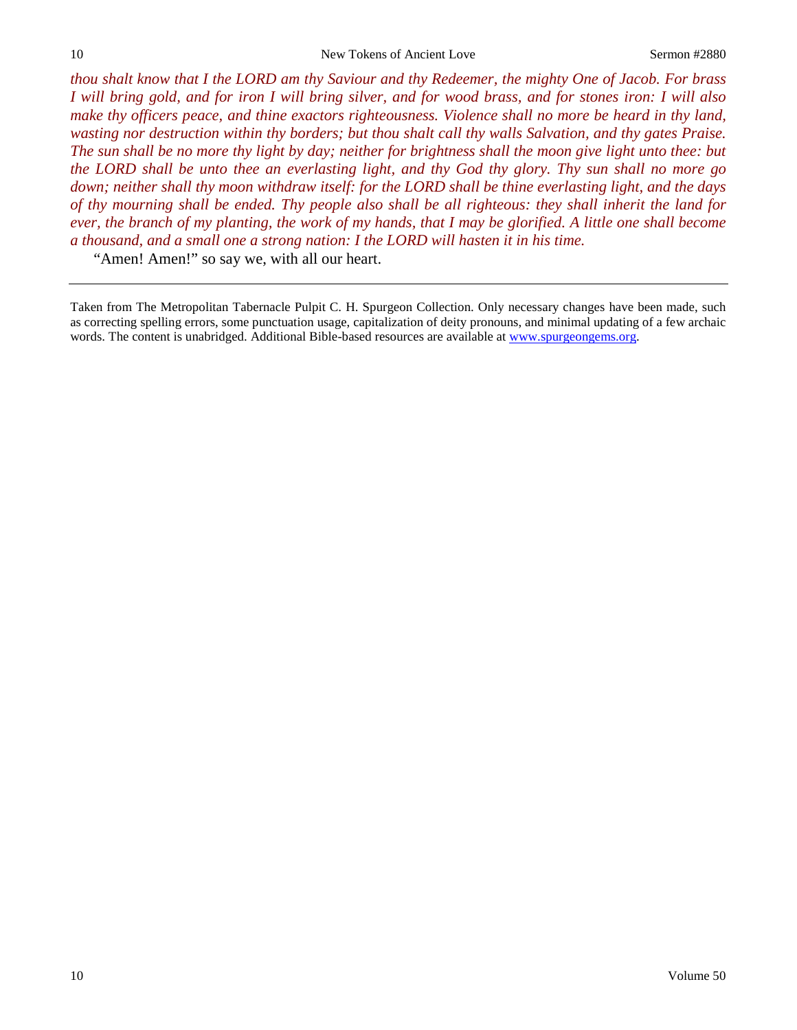*thou shalt know that I the LORD am thy Saviour and thy Redeemer, the mighty One of Jacob. For brass I will bring gold, and for iron I will bring silver, and for wood brass, and for stones iron: I will also make thy officers peace, and thine exactors righteousness. Violence shall no more be heard in thy land, wasting nor destruction within thy borders; but thou shalt call thy walls Salvation, and thy gates Praise. The sun shall be no more thy light by day; neither for brightness shall the moon give light unto thee: but the LORD shall be unto thee an everlasting light, and thy God thy glory. Thy sun shall no more go down; neither shall thy moon withdraw itself: for the LORD shall be thine everlasting light, and the days of thy mourning shall be ended. Thy people also shall be all righteous: they shall inherit the land for ever, the branch of my planting, the work of my hands, that I may be glorified. A little one shall become a thousand, and a small one a strong nation: I the LORD will hasten it in his time.*

"Amen! Amen!" so say we, with all our heart.

---

Taken from The Metropolitan Tabernacle Pulpit C. H. Spurgeon Collection. Only necessary changes have been made, such as correcting spelling errors, some punctuation usage, capitalization of deity pronouns, and minimal updating of a few archaic words. The content is unabridged. Additional Bible-based resources are available at [www.spurgeongems.org](http://www.spurgeongems.org).